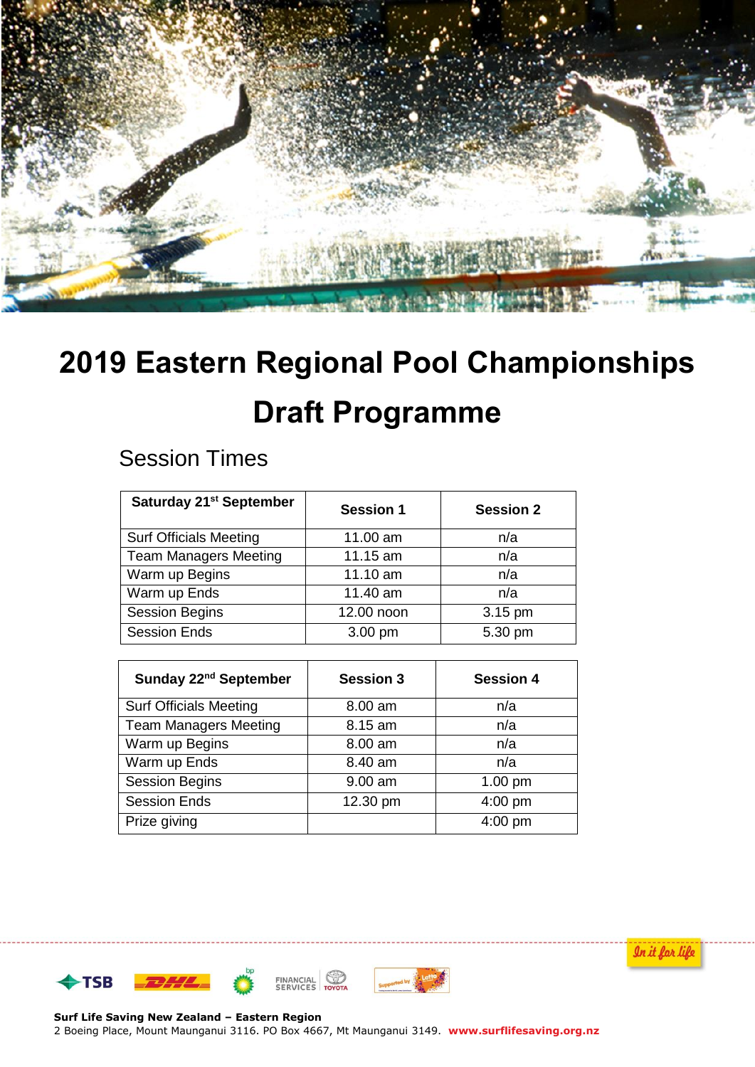# 2019 Eastern Regional Pool Championships

# Draft Programme

## Session Times

| Saturday 21st September | Session 1 | Session 2 |
|---|---|---|
| Surf Officials Meeting | 11.00 am | n/a |
| Team Managers Meeting | 11.15 am | n/a |
| Warm up Begins | 11.10 am | n/a |
| Warm up Ends | 11.40 am | n/a |
| Session Begins | 12.00 noon | 3.15 pm |
| Session Ends | 3.00 pm | 5.30 pm |

| Sunday 22nd September | Session 3 | Session 4 |
|---|---|---|
| Surf Officials Meeting | 8.00 am | n/a |
| Team Managers Meeting | 8.15 am | n/a |
| Warm up Begins | 8.00 am | n/a |
| Warm up Ends | 8.40 am | n/a |
| Session Begins | 9.00 am | 1.00 pm |
| Session Ends | 12.30 pm | 4:00 pm |
| Prize giving | | 4:00 pm |

**Surf Life Saving New Zealand – Eastern Region**
2 Boeing Place, Mount Maunganui 3116. PO Box 4667, Mt Maunganui 3149. **www.surflifesaving.org.nz**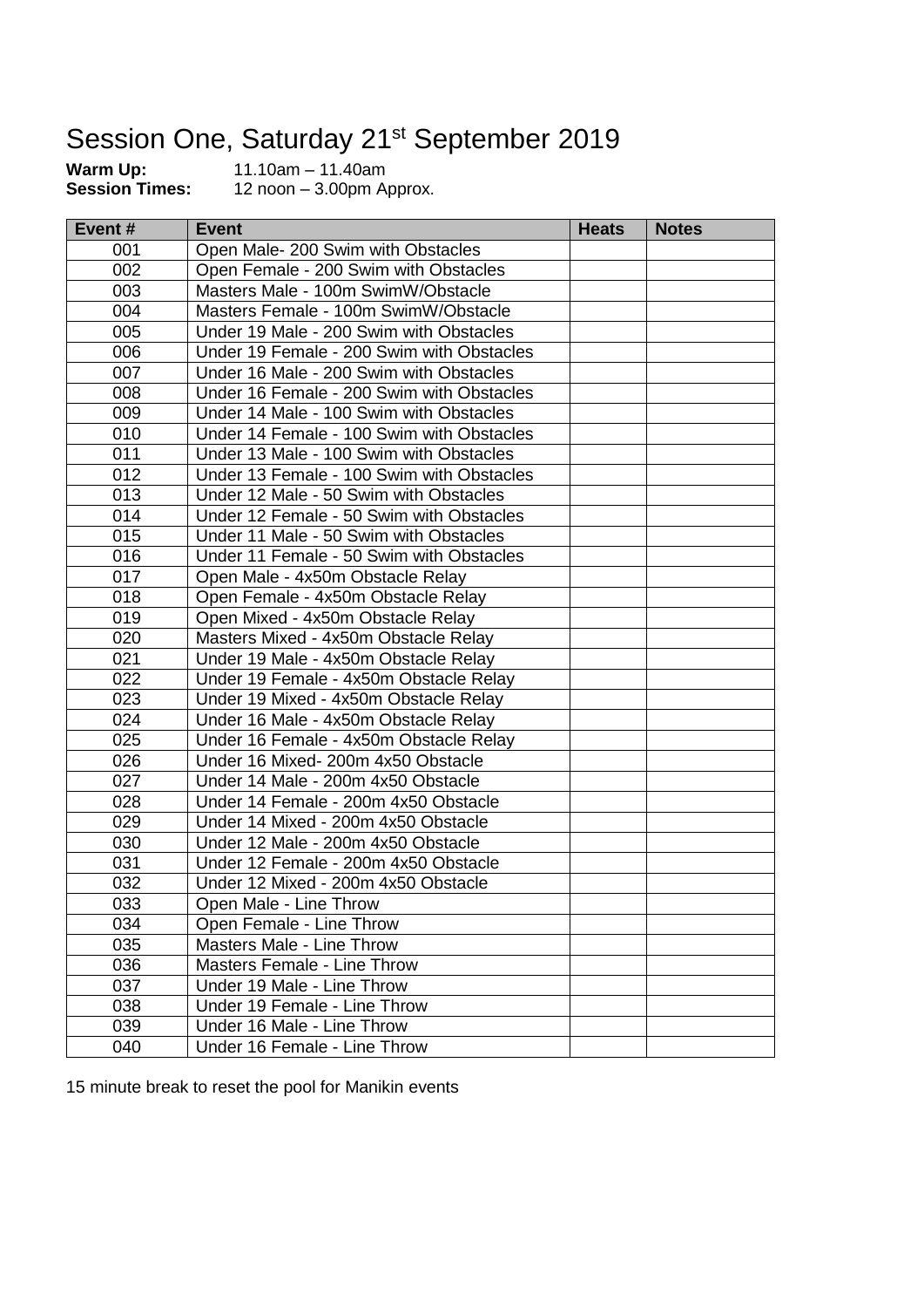# Session One, Saturday 21st September 2019

**Warm Up:** 11.10am – 11.40am
**Session Times:** 12 noon – 3.00pm Approx.

| Event # | Event | Heats | Notes |
|---|---|---|---|
| 001 | Open Male- 200 Swim with Obstacles | | |
| 002 | Open Female - 200 Swim with Obstacles | | |
| 003 | Masters Male - 100m SwimW/Obstacle | | |
| 004 | Masters Female - 100m SwimW/Obstacle | | |
| 005 | Under 19 Male - 200 Swim with Obstacles | | |
| 006 | Under 19 Female - 200 Swim with Obstacles | | |
| 007 | Under 16 Male - 200 Swim with Obstacles | | |
| 008 | Under 16 Female - 200 Swim with Obstacles | | |
| 009 | Under 14 Male - 100 Swim with Obstacles | | |
| 010 | Under 14 Female - 100 Swim with Obstacles | | |
| 011 | Under 13 Male - 100 Swim with Obstacles | | |
| 012 | Under 13 Female - 100 Swim with Obstacles | | |
| 013 | Under 12 Male - 50 Swim with Obstacles | | |
| 014 | Under 12 Female - 50 Swim with Obstacles | | |
| 015 | Under 11 Male - 50 Swim with Obstacles | | |
| 016 | Under 11 Female - 50 Swim with Obstacles | | |
| 017 | Open Male - 4x50m Obstacle Relay | | |
| 018 | Open Female - 4x50m Obstacle Relay | | |
| 019 | Open Mixed - 4x50m Obstacle Relay | | |
| 020 | Masters Mixed - 4x50m Obstacle Relay | | |
| 021 | Under 19 Male - 4x50m Obstacle Relay | | |
| 022 | Under 19 Female - 4x50m Obstacle Relay | | |
| 023 | Under 19 Mixed - 4x50m Obstacle Relay | | |
| 024 | Under 16 Male - 4x50m Obstacle Relay | | |
| 025 | Under 16 Female - 4x50m Obstacle Relay | | |
| 026 | Under 16 Mixed- 200m 4x50 Obstacle | | |
| 027 | Under 14 Male - 200m 4x50 Obstacle | | |
| 028 | Under 14 Female - 200m 4x50 Obstacle | | |
| 029 | Under 14 Mixed - 200m 4x50 Obstacle | | |
| 030 | Under 12 Male - 200m 4x50 Obstacle | | |
| 031 | Under 12 Female - 200m 4x50 Obstacle | | |
| 032 | Under 12 Mixed - 200m 4x50 Obstacle | | |
| 033 | Open Male - Line Throw | | |
| 034 | Open Female - Line Throw | | |
| 035 | Masters Male - Line Throw | | |
| 036 | Masters Female - Line Throw | | |
| 037 | Under 19 Male - Line Throw | | |
| 038 | Under 19 Female - Line Throw | | |
| 039 | Under 16 Male - Line Throw | | |
| 040 | Under 16 Female - Line Throw | | |

15 minute break to reset the pool for Manikin events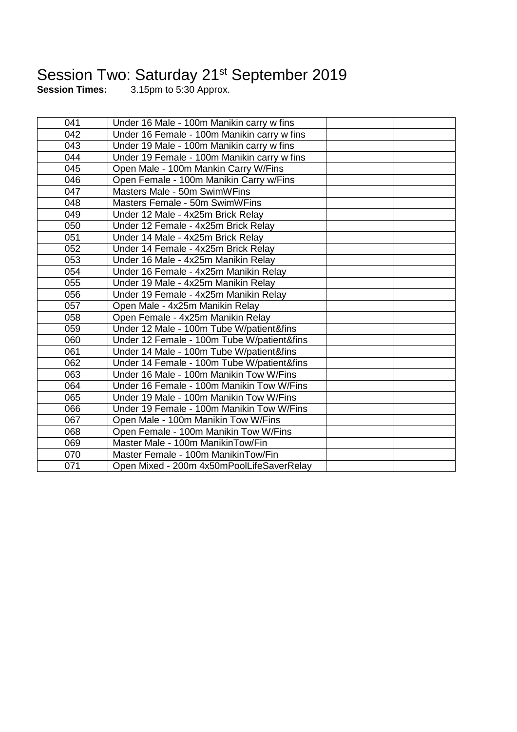# Session Two: Saturday 21st September 2019

**Session Times:** 3.15pm to 5:30 Approx.

| | | | |
|---|---|---|---|
| 041 | Under 16 Male - 100m Manikin carry w fins | | |
| 042 | Under 16 Female - 100m Manikin carry w fins | | |
| 043 | Under 19 Male - 100m Manikin carry w fins | | |
| 044 | Under 19 Female - 100m Manikin carry w fins | | |
| 045 | Open Male - 100m Mankin Carry W/Fins | | |
| 046 | Open Female - 100m Manikin Carry w/Fins | | |
| 047 | Masters Male - 50m SwimWFins | | |
| 048 | Masters Female - 50m SwimWFins | | |
| 049 | Under 12 Male - 4x25m Brick Relay | | |
| 050 | Under 12 Female - 4x25m Brick Relay | | |
| 051 | Under 14 Male - 4x25m Brick Relay | | |
| 052 | Under 14 Female - 4x25m Brick Relay | | |
| 053 | Under 16 Male - 4x25m Manikin Relay | | |
| 054 | Under 16 Female - 4x25m Manikin Relay | | |
| 055 | Under 19 Male - 4x25m Manikin Relay | | |
| 056 | Under 19 Female - 4x25m Manikin Relay | | |
| 057 | Open Male - 4x25m Manikin Relay | | |
| 058 | Open Female - 4x25m Manikin Relay | | |
| 059 | Under 12 Male - 100m Tube W/patient&fins | | |
| 060 | Under 12 Female - 100m Tube W/patient&fins | | |
| 061 | Under 14 Male - 100m Tube W/patient&fins | | |
| 062 | Under 14 Female - 100m Tube W/patient&fins | | |
| 063 | Under 16 Male - 100m Manikin Tow W/Fins | | |
| 064 | Under 16 Female - 100m Manikin Tow W/Fins | | |
| 065 | Under 19 Male - 100m Manikin Tow W/Fins | | |
| 066 | Under 19 Female - 100m Manikin Tow W/Fins | | |
| 067 | Open Male - 100m Manikin Tow W/Fins | | |
| 068 | Open Female - 100m Manikin Tow W/Fins | | |
| 069 | Master Male - 100m ManikinTow/Fin | | |
| 070 | Master Female - 100m ManikinTow/Fin | | |
| 071 | Open Mixed - 200m 4x50mPoolLifeSaverRelay | | |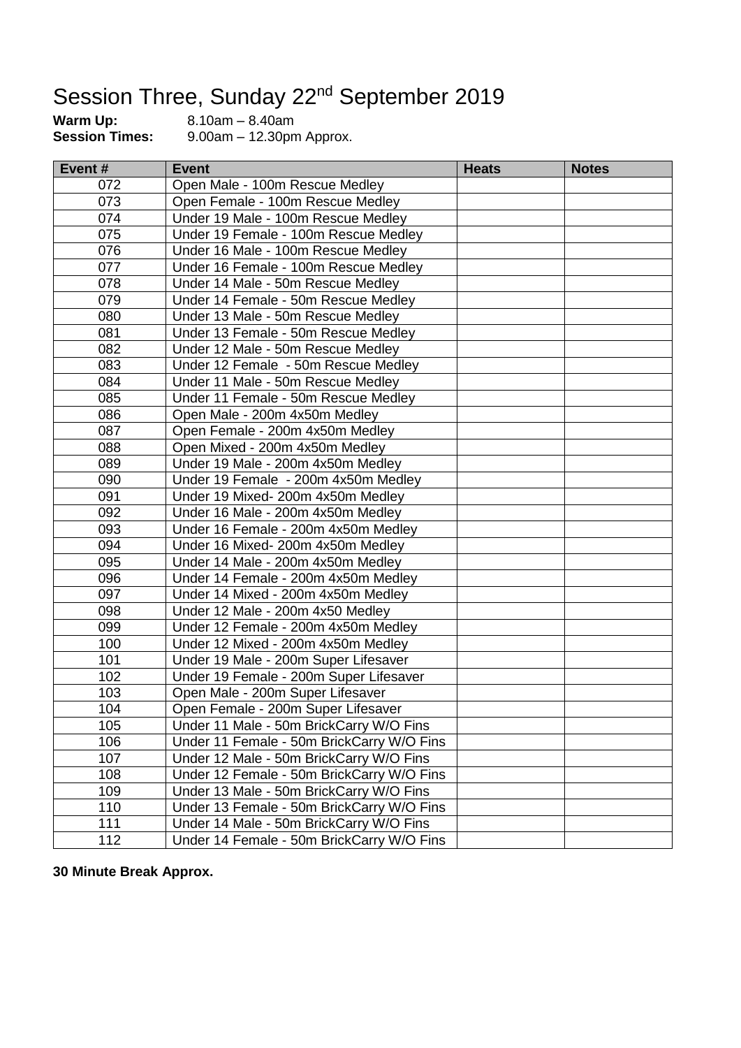# Session Three, Sunday 22nd September 2019

**Warm Up:** 8.10am – 8.40am
**Session Times:** 9.00am – 12.30pm Approx.

| Event # | Event | Heats | Notes |
|---|---|---|---|
| 072 | Open Male - 100m Rescue Medley | | |
| 073 | Open Female - 100m Rescue Medley | | |
| 074 | Under 19 Male - 100m Rescue Medley | | |
| 075 | Under 19 Female - 100m Rescue Medley | | |
| 076 | Under 16 Male - 100m Rescue Medley | | |
| 077 | Under 16 Female - 100m Rescue Medley | | |
| 078 | Under 14 Male - 50m Rescue Medley | | |
| 079 | Under 14 Female - 50m Rescue Medley | | |
| 080 | Under 13 Male - 50m Rescue Medley | | |
| 081 | Under 13 Female - 50m Rescue Medley | | |
| 082 | Under 12 Male - 50m Rescue Medley | | |
| 083 | Under 12 Female - 50m Rescue Medley | | |
| 084 | Under 11 Male - 50m Rescue Medley | | |
| 085 | Under 11 Female - 50m Rescue Medley | | |
| 086 | Open Male - 200m 4x50m Medley | | |
| 087 | Open Female - 200m 4x50m Medley | | |
| 088 | Open Mixed - 200m 4x50m Medley | | |
| 089 | Under 19 Male - 200m 4x50m Medley | | |
| 090 | Under 19 Female - 200m 4x50m Medley | | |
| 091 | Under 19 Mixed- 200m 4x50m Medley | | |
| 092 | Under 16 Male - 200m 4x50m Medley | | |
| 093 | Under 16 Female - 200m 4x50m Medley | | |
| 094 | Under 16 Mixed- 200m 4x50m Medley | | |
| 095 | Under 14 Male - 200m 4x50m Medley | | |
| 096 | Under 14 Female - 200m 4x50m Medley | | |
| 097 | Under 14 Mixed - 200m 4x50m Medley | | |
| 098 | Under 12 Male - 200m 4x50 Medley | | |
| 099 | Under 12 Female - 200m 4x50m Medley | | |
| 100 | Under 12 Mixed - 200m 4x50m Medley | | |
| 101 | Under 19 Male - 200m Super Lifesaver | | |
| 102 | Under 19 Female - 200m Super Lifesaver | | |
| 103 | Open Male - 200m Super Lifesaver | | |
| 104 | Open Female - 200m Super Lifesaver | | |
| 105 | Under 11 Male - 50m BrickCarry W/O Fins | | |
| 106 | Under 11 Female - 50m BrickCarry W/O Fins | | |
| 107 | Under 12 Male - 50m BrickCarry W/O Fins | | |
| 108 | Under 12 Female - 50m BrickCarry W/O Fins | | |
| 109 | Under 13 Male - 50m BrickCarry W/O Fins | | |
| 110 | Under 13 Female - 50m BrickCarry W/O Fins | | |
| 111 | Under 14 Male - 50m BrickCarry W/O Fins | | |
| 112 | Under 14 Female - 50m BrickCarry W/O Fins | | |

**30 Minute Break Approx.**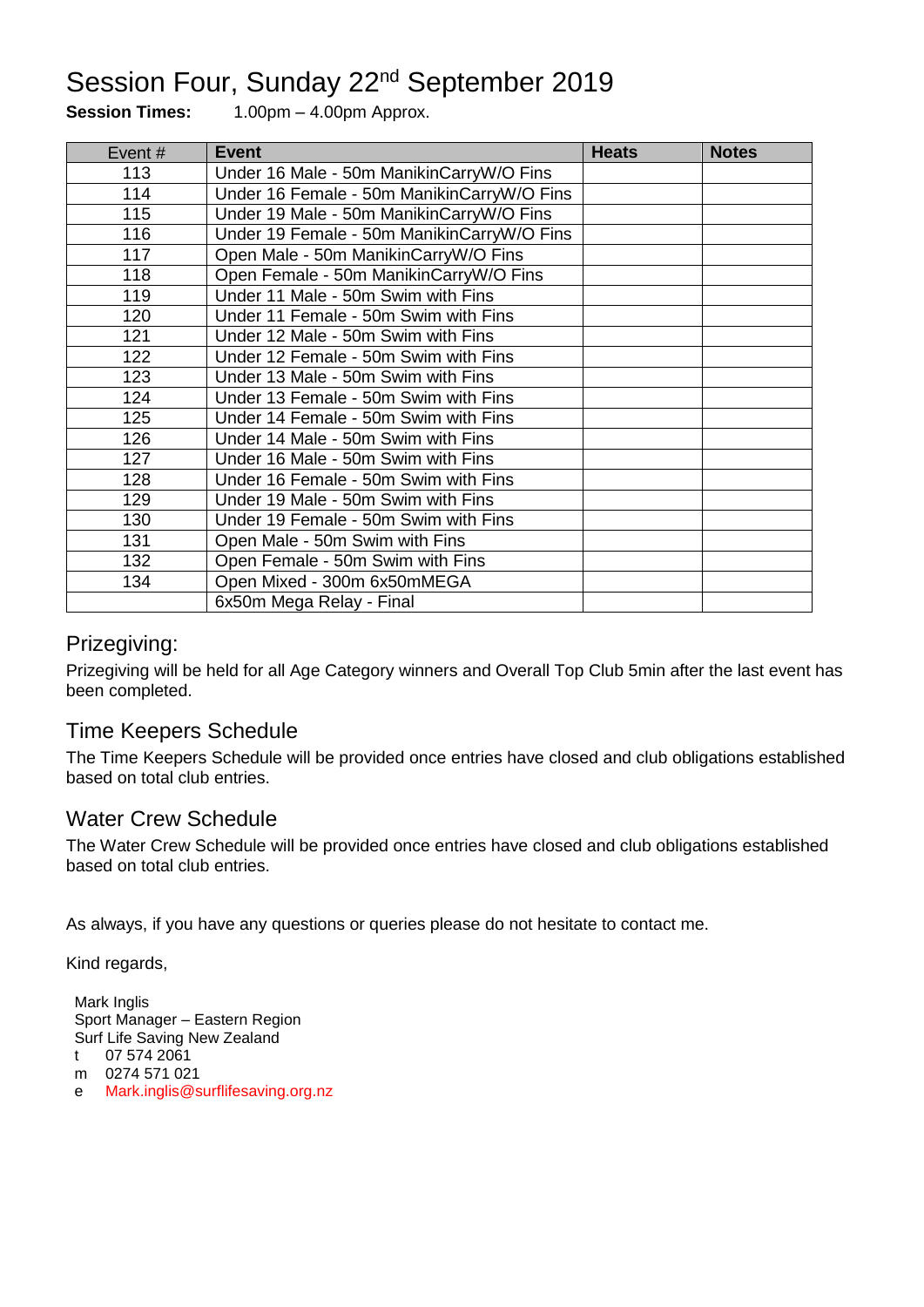# Session Four, Sunday 22nd September 2019

**Session Times:** 1.00pm – 4.00pm Approx.

| Event # | Event | Heats | Notes |
|---|---|---|---|
| 113 | Under 16 Male - 50m ManikinCarryW/O Fins | | |
| 114 | Under 16 Female - 50m ManikinCarryW/O Fins | | |
| 115 | Under 19 Male - 50m ManikinCarryW/O Fins | | |
| 116 | Under 19 Female - 50m ManikinCarryW/O Fins | | |
| 117 | Open Male - 50m ManikinCarryW/O Fins | | |
| 118 | Open Female - 50m ManikinCarryW/O Fins | | |
| 119 | Under 11 Male - 50m Swim with Fins | | |
| 120 | Under 11 Female - 50m Swim with Fins | | |
| 121 | Under 12 Male - 50m Swim with Fins | | |
| 122 | Under 12 Female - 50m Swim with Fins | | |
| 123 | Under 13 Male - 50m Swim with Fins | | |
| 124 | Under 13 Female - 50m Swim with Fins | | |
| 125 | Under 14 Female - 50m Swim with Fins | | |
| 126 | Under 14 Male - 50m Swim with Fins | | |
| 127 | Under 16 Male - 50m Swim with Fins | | |
| 128 | Under 16 Female - 50m Swim with Fins | | |
| 129 | Under 19 Male - 50m Swim with Fins | | |
| 130 | Under 19 Female - 50m Swim with Fins | | |
| 131 | Open Male - 50m Swim with Fins | | |
| 132 | Open Female - 50m Swim with Fins | | |
| 134 | Open Mixed - 300m 6x50mMEGA | | |
| | 6x50m Mega Relay - Final | | |

## Prizegiving:

Prizegiving will be held for all Age Category winners and Overall Top Club 5min after the last event has been completed.

## Time Keepers Schedule

The Time Keepers Schedule will be provided once entries have closed and club obligations established based on total club entries.

## Water Crew Schedule

The Water Crew Schedule will be provided once entries have closed and club obligations established based on total club entries.

As always, if you have any questions or queries please do not hesitate to contact me.

Kind regards,

Mark Inglis
Sport Manager – Eastern Region
Surf Life Saving New Zealand
t 07 574 2061
m 0274 571 021
e Mark.inglis@surflifesaving.org.nz